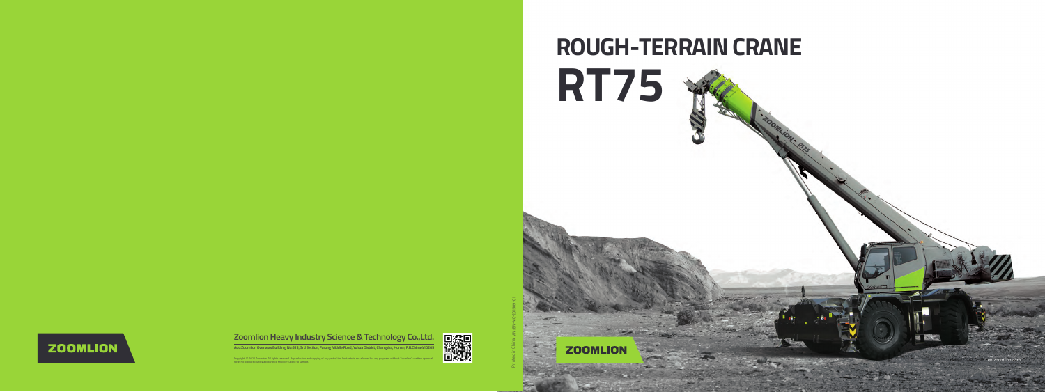# ROUGH-TERRAIN CRANE

# RT75

ZOOMLION

en.zoomlion.com

ZOOMLION

**Zoomlion Heavy Industry Science & Technology Co.,Ltd.**

Add:Zoomlion Overseas Building, No.613, 3rd Section, Furong Middle Road, Yuhua District, Changsha, Hunan, P.R.China 410205

Copyright © 2015 Zoomlion. All rights reserved. Reproduction and copying of any part of the Contents is not allowed for any purpose without Zoomlion's written approval. Note: As product undergo appearance shall be subject to sample.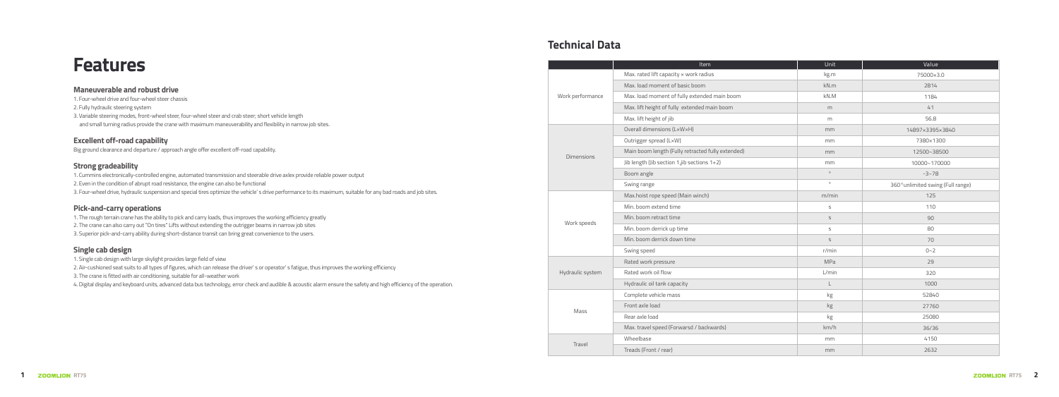# Features

### Maneuverable and robust drive

1. Four-wheel drive and four-wheel steer chassis
2. Fully hydraulic steering system
3. Variable steering modes, front-wheel steer, four-wheel steer and crab steer; short vehicle length and small turning radius provide the crane with maximum maneuverability and flexibility in narrow job sites.

### Excellent off-road capability

Big ground clearance and departure / approach angle offer excellent off-road capability.

### Strong gradeability

1. Cummins electronically-controlled engine, automated transmission and steerable drive axlex provide reliable power output
2. Even in the condition of abrupt road resistance, the engine can also be functional
3. Four-wheel drive, hydraulic suspension and special tires optimize the vehicle' s drive performance to its maximum, suitable for any bad roads and job sites.

### Pick-and-carry operations

1. The rough terrain crane has the ability to pick and carry loads, thus improves the working efficiency greatly
2. The crane can also carry out "On tires" Lifts without extending the outrigger beams in narrow job sites
3. Superior pick-and-carry ability during short-distance transit can bring great convenience to the users.

### Single cab design

1. Single cab design with large skylight provides large field of view
2. Air-cushioned seat suits to all types of figures, which can release the driver' s or operator' s fatigue, thus improves the working efficiency
3. The crane is fitted with air conditioning, suitable for all-weather work
4. Digital display and keyboard units, advanced data bus technology, error check and audible & acoustic alarm ensure the safety and high efficiency of the operation.

# Technical Data

| | Item | Unit | Value |
|---|---|---|---|
| Work performance | Max. rated lift capacity × work radius | kg.m | 75000×3.0 |
| | Max. load moment of basic boom | kN.m | 2814 |
| | Max. load moment of fully extended main boom | kN.M | 1184 |
| | Max. lift height of fully extended main boom | m | 41 |
| | Max. lift height of jib | m | 56.8 |
| Dimensions | Overall dimensions (L×W×H) | mm | 14897×3395×3840 |
| | Outrigger spread (L×W) | mm | 7380×1300 |
| | Main boom length (Fully retracted fully extended) | mm | 12500~38500 |
| | Jib length (Jib section 1,jib sections 1+2) | mm | 10000~170000 |
| | Boom angle | ° | -3~78 |
| | Swing range | ° | 360°unlimited swing (Full range) |
| Work speeds | Max.hoist rope speed (Main winch) | m/min | 125 |
| | Min. boom extend time | s | 110 |
| | Min. boom retract time | s | 90 |
| | Min. boom derrick up time | s | 80 |
| | Min. boom derrick down time | s | 70 |
| | Swing speed | r/min | 0~2 |
| Hydraulic system | Rated work pressure | MPa | 29 |
| | Rated work oil flow | L/min | 320 |
| | Hydraulic oil tank capacity | L | 1000 |
| Mass | Complete vehicle mass | kg | 52840 |
| | Front axle load | kg | 27760 |
| | Rear axle load | kg | 25080 |
| | Max. travel speed (Forwarsd / backwards) | km/h | 36/36 |
| Travel | Wheelbase | mm | 4150 |
| | Treads (Front / rear) | mm | 2632 |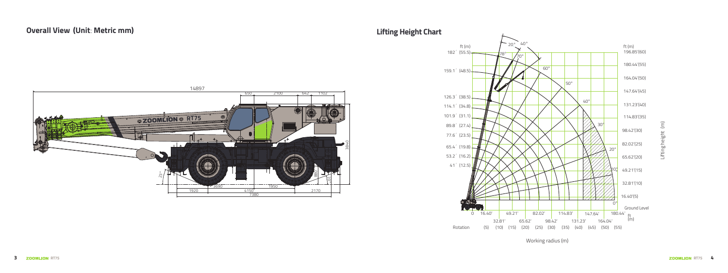## Overall View (Unit: Metric mm)

## Lifting Height Chart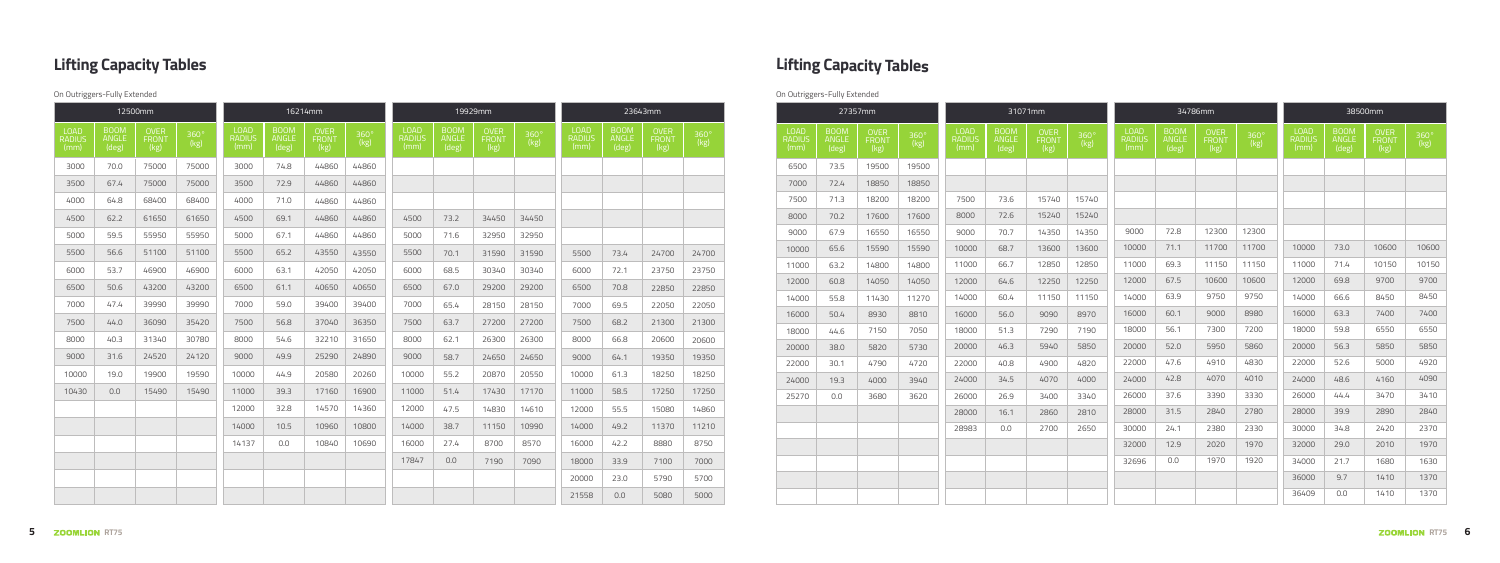# Lifting Capacity Tables

On Outriggers-Fully Extended

| 12500mm | | | | 16214mm | | | | 19929mm | | | | 23643mm | | | |
|---|---|---|---|---|---|---|---|---|---|---|---|---|---|---|---|
| LOAD RADIUS (mm) | BOOM ANGLE (deg) | OVER FRONT (kg) | 360° (kg) | LOAD RADIUS (mm) | BOOM ANGLE (deg) | OVER FRONT (kg) | 360° (kg) | LOAD RADIUS (mm) | BOOM ANGLE (deg) | OVER FRONT (kg) | 360° (kg) | LOAD RADIUS (mm) | BOOM ANGLE (deg) | OVER FRONT (kg) | 360° (kg) |
| 3000 | 70.0 | 75000 | 75000 | 3000 | 74.8 | 44860 | 44860 | | | | | | | | |
| 3500 | 67.4 | 75000 | 75000 | 3500 | 72.9 | 44860 | 44860 | | | | | | | | |
| 4000 | 64.8 | 68400 | 68400 | 4000 | 71.0 | 44860 | 44860 | | | | | | | | |
| 4500 | 62.2 | 61650 | 61650 | 4500 | 69.1 | 44860 | 44860 | 4500 | 73.2 | 34450 | 34450 | | | | |
| 5000 | 59.5 | 55950 | 55950 | 5000 | 67.1 | 44860 | 44860 | 5000 | 71.6 | 32950 | 32950 | | | | |
| 5500 | 56.6 | 51100 | 51100 | 5500 | 65.2 | 43550 | 43550 | 5500 | 70.1 | 31590 | 31590 | 5500 | 73.4 | 24700 | 24700 |
| 6000 | 53.7 | 46900 | 46900 | 6000 | 63.1 | 42050 | 42050 | 6000 | 68.5 | 30340 | 30340 | 6000 | 72.1 | 23750 | 23750 |
| 6500 | 50.6 | 43200 | 43200 | 6500 | 61.1 | 40650 | 40650 | 6500 | 67.0 | 29200 | 29200 | 6500 | 70.8 | 22850 | 22850 |
| 7000 | 47.4 | 39990 | 39990 | 7000 | 59.0 | 39400 | 39400 | 7000 | 65.4 | 28150 | 28150 | 7000 | 69.5 | 22050 | 22050 |
| 7500 | 44.0 | 36090 | 35420 | 7500 | 56.8 | 37040 | 36350 | 7500 | 63.7 | 27200 | 27200 | 7500 | 68.2 | 21300 | 21300 |
| 8000 | 40.3 | 31340 | 30780 | 8000 | 54.6 | 32210 | 31650 | 8000 | 62.1 | 26300 | 26300 | 8000 | 66.8 | 20600 | 20600 |
| 9000 | 31.6 | 24520 | 24120 | 9000 | 49.9 | 25290 | 24890 | 9000 | 58.7 | 24650 | 24650 | 9000 | 64.1 | 19350 | 19350 |
| 10000 | 19.0 | 19900 | 19590 | 10000 | 44.9 | 20580 | 20260 | 10000 | 55.2 | 20870 | 20550 | 10000 | 61.3 | 18250 | 18250 |
| 10430 | 0.0 | 15490 | 15490 | 11000 | 39.3 | 17160 | 16900 | 11000 | 51.4 | 17430 | 17170 | 11000 | 58.5 | 17250 | 17250 |
| | | | | 12000 | 32.8 | 14570 | 14360 | 12000 | 47.5 | 14830 | 14610 | 12000 | 55.5 | 15080 | 14860 |
| | | | | 14000 | 10.5 | 10960 | 10800 | 14000 | 38.7 | 11150 | 10990 | 14000 | 49.2 | 11370 | 11210 |
| | | | | 14137 | 0.0 | 10840 | 10690 | 16000 | 27.4 | 8700 | 8570 | 16000 | 42.2 | 8880 | 8750 |
| | | | | | | | | 17847 | 0.0 | 7190 | 7090 | 18000 | 33.9 | 7100 | 7000 |
| | | | | | | | | | | | | 20000 | 23.0 | 5790 | 5700 |
| | | | | | | | | | | | | 21558 | 0.0 | 5080 | 5000 |

# Lifting Capacity Tables

On Outriggers-Fully Extended

| 27357mm | | | | 31071mm | | | | 34786mm | | | | 38500mm | | | |
|---|---|---|---|---|---|---|---|---|---|---|---|---|---|---|---|
| LOAD RADIUS (mm) | BOOM ANGLE (deg) | OVER FRONT (kg) | 360° (kg) | LOAD RADIUS (mm) | BOOM ANGLE (deg) | OVER FRONT (kg) | 360° (kg) | LOAD RADIUS (mm) | BOOM ANGLE (deg) | OVER FRONT (kg) | 360° (kg) | LOAD RADIUS (mm) | BOOM ANGLE (deg) | OVER FRONT (kg) | 360° (kg) |
| 6500 | 73.5 | 19500 | 19500 | | | | | | | | | | | | |
| 7000 | 72.4 | 18850 | 18850 | | | | | | | | | | | | |
| 7500 | 71.3 | 18200 | 18200 | 7500 | 73.6 | 15740 | 15740 | | | | | | | | |
| 8000 | 70.2 | 17600 | 17600 | 8000 | 72.6 | 15240 | 15240 | | | | | | | | |
| 9000 | 67.9 | 16550 | 16550 | 9000 | 70.7 | 14350 | 14350 | 9000 | 72.8 | 12300 | 12300 | | | | |
| 10000 | 65.6 | 15590 | 15590 | 10000 | 68.7 | 13600 | 13600 | 10000 | 71.1 | 11700 | 11700 | 10000 | 73.0 | 10600 | 10600 |
| 11000 | 63.2 | 14800 | 14800 | 11000 | 66.7 | 12850 | 12850 | 11000 | 69.3 | 11150 | 11150 | 11000 | 71.4 | 10150 | 10150 |
| 12000 | 60.8 | 14050 | 14050 | 12000 | 64.6 | 12250 | 12250 | 12000 | 67.5 | 10600 | 10600 | 12000 | 69.8 | 9700 | 9700 |
| 14000 | 55.8 | 11430 | 11270 | 14000 | 60.4 | 11150 | 11150 | 14000 | 63.9 | 9750 | 9750 | 14000 | 66.6 | 8450 | 8450 |
| 16000 | 50.4 | 8930 | 8810 | 16000 | 56.0 | 9090 | 8970 | 16000 | 60.1 | 9000 | 8980 | 16000 | 63.3 | 7400 | 7400 |
| 18000 | 44.6 | 7150 | 7050 | 18000 | 51.3 | 7290 | 7190 | 18000 | 56.1 | 7300 | 7200 | 18000 | 59.8 | 6550 | 6550 |
| 20000 | 38.0 | 5820 | 5730 | 20000 | 46.3 | 5940 | 5850 | 20000 | 52.0 | 5950 | 5860 | 20000 | 56.3 | 5850 | 5850 |
| 22000 | 30.1 | 4790 | 4720 | 22000 | 40.8 | 4900 | 4820 | 22000 | 47.6 | 4910 | 4830 | 22000 | 52.6 | 5000 | 4920 |
| 24000 | 19.3 | 4000 | 3940 | 24000 | 34.5 | 4070 | 4000 | 24000 | 42.8 | 4070 | 4010 | 24000 | 48.6 | 4160 | 4090 |
| 25270 | 0.0 | 3680 | 3620 | 26000 | 26.9 | 3400 | 3340 | 26000 | 37.6 | 3390 | 3330 | 26000 | 44.4 | 3470 | 3410 |
| | | | | 28000 | 16.1 | 2860 | 2810 | 28000 | 31.5 | 2840 | 2780 | 28000 | 39.9 | 2890 | 2840 |
| | | | | 28983 | 0.0 | 2700 | 2650 | 30000 | 24.1 | 2380 | 2330 | 30000 | 34.8 | 2420 | 2370 |
| | | | | | | | | 32000 | 12.9 | 2020 | 1970 | 32000 | 29.0 | 2010 | 1970 |
| | | | | | | | | 32696 | 0.0 | 1970 | 1920 | 34000 | 21.7 | 1680 | 1630 |
| | | | | | | | | | | | | 36000 | 9.7 | 1410 | 1370 |
| | | | | | | | | | | | | 36409 | 0.0 | 1410 | 1370 |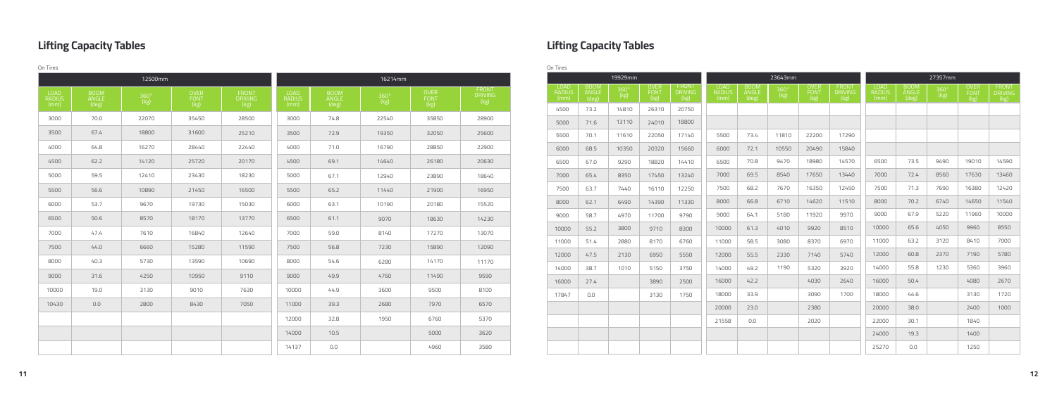## Lifting Capacity Tables

On Tires

| 12500mm | | | | |
|---|---|---|---|---|
| LOAD RADIUS (mm) | BOOM ANGLE (deg) | 360° (kg) | OVER FONT (kg) | FRONT DRIVING (kg) |
| 3000 | 70.0 | 22070 | 35450 | 28500 |
| 3500 | 67.4 | 18800 | 31600 | 25210 |
| 4000 | 64.8 | 16270 | 28440 | 22440 |
| 4500 | 62.2 | 14120 | 25720 | 20170 |
| 5000 | 59.5 | 12410 | 23430 | 18230 |
| 5500 | 56.6 | 10890 | 21450 | 16500 |
| 6000 | 53.7 | 9670 | 19730 | 15030 |
| 6500 | 50.6 | 8570 | 18170 | 13770 |
| 7000 | 47.4 | 7610 | 16840 | 12640 |
| 7500 | 44.0 | 6660 | 15280 | 11590 |
| 8000 | 40.3 | 5730 | 13590 | 10690 |
| 9000 | 31.6 | 4250 | 10950 | 9110 |
| 10000 | 19.0 | 3130 | 9010 | 7630 |
| 10430 | 0.0 | 2800 | 8430 | 7050 |

| 16214mm | | | | |
|---|---|---|---|---|
| LOAD RADIUS (mm) | BOOM ANGLE (deg) | 360° (kg) | OVER FONT (kg) | FRONT DRIVING (kg) |
| 3000 | 74.8 | 22540 | 35850 | 28900 |
| 3500 | 72.9 | 19350 | 32050 | 25600 |
| 4000 | 71.0 | 16790 | 28850 | 22900 |
| 4500 | 69.1 | 14640 | 26180 | 20630 |
| 5000 | 67.1 | 12940 | 23890 | 18640 |
| 5500 | 65.2 | 11440 | 21900 | 16950 |
| 6000 | 63.1 | 10190 | 20180 | 15520 |
| 6500 | 61.1 | 9070 | 18630 | 14230 |
| 7000 | 59.0 | 8140 | 17270 | 13070 |
| 7500 | 56.8 | 7230 | 15890 | 12090 |
| 8000 | 54.6 | 6280 | 14170 | 11170 |
| 9000 | 49.9 | 4760 | 11490 | 9590 |
| 10000 | 44.9 | 3600 | 9500 | 8100 |
| 11000 | 39.3 | 2680 | 7970 | 6570 |
| 12000 | 32.8 | 1950 | 6760 | 5370 |
| 14000 | 10.5 | | 5000 | 3620 |
| 14137 | 0.0 | | 4960 | 3580 |

## Lifting Capacity Tables

On Tires

| 19929mm | | | | |
|---|---|---|---|---|
| LOAD RADIUS (mm) | BOOM ANGLE (deg) | 360° (kg) | OVER FONT (kg) | FRONT DRIVING (kg) |
| 4500 | 73.2 | 14810 | 26310 | 20750 |
| 5000 | 71.6 | 13110 | 24010 | 18800 |
| 5500 | 70.1 | 11610 | 22050 | 17140 |
| 6000 | 68.5 | 10350 | 20320 | 15660 |
| 6500 | 67.0 | 9290 | 18820 | 14410 |
| 7000 | 65.4 | 8350 | 17450 | 13240 |
| 7500 | 63.7 | 7440 | 16110 | 12250 |
| 8000 | 62.1 | 6490 | 14390 | 11330 |
| 9000 | 58.7 | 4970 | 11700 | 9790 |
| 10000 | 55.2 | 3800 | 9710 | 8300 |
| 11000 | 51.4 | 2880 | 8170 | 6760 |
| 12000 | 47.5 | 2130 | 6950 | 5550 |
| 14000 | 38.7 | 1010 | 5150 | 3750 |
| 16000 | 27.4 | | 3890 | 2500 |
| 17847 | 0.0 | | 3130 | 1750 |

| 23643mm | | | | |
|---|---|---|---|---|
| LOAD RADIUS (mm) | BOOM ANGLE (deg) | 360° (kg) | OVER FONT (kg) | FRONT DRIVING (kg) |
| 5500 | 73.4 | 11810 | 22200 | 17290 |
| 6000 | 72.1 | 10550 | 20490 | 15840 |
| 6500 | 70.8 | 9470 | 18980 | 14570 |
| 7000 | 69.5 | 8540 | 17650 | 13440 |
| 7500 | 68.2 | 7670 | 16350 | 12450 |
| 8000 | 66.8 | 6710 | 14620 | 11510 |
| 9000 | 64.1 | 5180 | 11920 | 9970 |
| 10000 | 61.3 | 4010 | 9920 | 8510 |
| 11000 | 58.5 | 3080 | 8370 | 6970 |
| 12000 | 55.5 | 2330 | 7140 | 5740 |
| 14000 | 49.2 | 1190 | 5320 | 3920 |
| 16000 | 42.2 | | 4030 | 2640 |
| 18000 | 33.9 | | 3090 | 1700 |
| 20000 | 23.0 | | 2380 | |
| 21558 | 0.0 | | 2020 | |

| 27357mm | | | | |
|---|---|---|---|---|
| LOAD RADIUS (mm) | BOOM ANGLE (deg) | 360° (kg) | OVER FONT (kg) | FRONT DRIVING (kg) |
| 6500 | 73.5 | 9490 | 19010 | 14590 |
| 7000 | 72.4 | 8560 | 17630 | 13460 |
| 7500 | 71.3 | 7690 | 16380 | 12420 |
| 8000 | 70.2 | 6740 | 14650 | 11540 |
| 9000 | 67.9 | 5220 | 11960 | 10000 |
| 10000 | 65.6 | 4050 | 9960 | 8550 |
| 11000 | 63.2 | 3120 | 8410 | 7000 |
| 12000 | 60.8 | 2370 | 7190 | 5780 |
| 14000 | 55.8 | 1230 | 5360 | 3960 |
| 16000 | 50.4 | | 4080 | 2670 |
| 18000 | 44.6 | | 3130 | 1720 |
| 20000 | 38.0 | | 2400 | 1000 |
| 22000 | 30.1 | | 1840 | |
| 24000 | 19.3 | | 1400 | |
| 25270 | 0.0 | | 1250 | |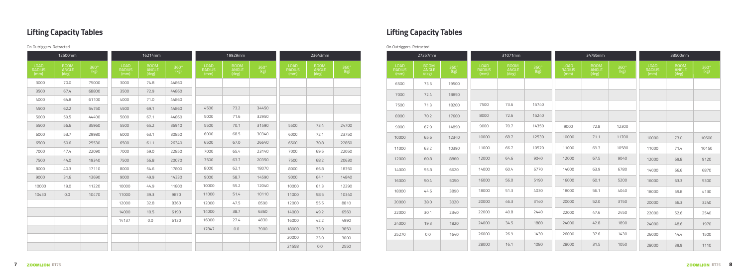## Lifting Capacity Tables

On Outriggers-Retracted

| 12500mm | | | 16214mm | | | 19929mm | | | 23643mm | | |
|---|---|---|---|---|---|---|---|---|---|---|---|
| LOAD RADIUS (mm) | BOOM ANGLE (deg) | 360° (kg) | LOAD RADIUS (mm) | BOOM ANGLE (deg) | 360° (kg) | LOAD RADIUS (mm) | BOOM ANGLE (deg) | 360° (kg) | LOAD RADIUS (mm) | BOOM ANGLE (deg) | 360° (kg) |
| 3000 | 70.0 | 75000 | 3000 | 74.8 | 44860 | | | | | | |
| 3500 | 67.4 | 68800 | 3500 | 72.9 | 44860 | | | | | | |
| 4000 | 64.8 | 61100 | 4000 | 71.0 | 44860 | | | | | | |
| 4500 | 62.2 | 54750 | 4500 | 69.1 | 44860 | 4500 | 73.2 | 34450 | | | |
| 5000 | 59.5 | 44400 | 5000 | 67.1 | 44860 | 5000 | 71.6 | 32950 | | | |
| 5500 | 56.6 | 35960 | 5500 | 65.2 | 36910 | 5500 | 70.1 | 31590 | 5500 | 73.4 | 24700 |
| 6000 | 53.7 | 29980 | 6000 | 63.1 | 30850 | 6000 | 68.5 | 30340 | 6000 | 72.1 | 23750 |
| 6500 | 50.6 | 25530 | 6500 | 61.1 | 26340 | 6500 | 67.0 | 26640 | 6500 | 70.8 | 22850 |
| 7000 | 47.4 | 22090 | 7000 | 59.0 | 22850 | 7000 | 65.4 | 23140 | 7000 | 69.5 | 22050 |
| 7500 | 44.0 | 19340 | 7500 | 56.8 | 20070 | 7500 | 63.7 | 20350 | 7500 | 68.2 | 20630 |
| 8000 | 40.3 | 17110 | 8000 | 54.6 | 17800 | 8000 | 62.1 | 18070 | 8000 | 66.8 | 18350 |
| 9000 | 31.6 | 13690 | 9000 | 49.9 | 14330 | 9000 | 58.7 | 14590 | 9000 | 64.1 | 14840 |
| 10000 | 19.0 | 11220 | 10000 | 44.9 | 11800 | 10000 | 55.2 | 12040 | 10000 | 61.3 | 12290 |
| 10430 | 0.0 | 10470 | 11000 | 39.3 | 9870 | 11000 | 51.4 | 10110 | 11000 | 58.5 | 10340 |
| | | | 12000 | 32.8 | 8360 | 12000 | 47.5 | 8590 | 12000 | 55.5 | 8810 |
| | | | 14000 | 10.5 | 6190 | 14000 | 38.7 | 6360 | 14000 | 49.2 | 6560 |
| | | | 14137 | 0.0 | 6130 | 16000 | 27.4 | 4830 | 16000 | 42.2 | 4990 |
| | | | | | | 17847 | 0.0 | 3900 | 18000 | 33.9 | 3850 |
| | | | | | | | | | 20000 | 23.0 | 3000 |
| | | | | | | | | | 21558 | 0.0 | 2550 |

## Lifting Capacity Tables

On Outriggers-Retracted

| 27357mm | | | 31071mm | | | 34786mm | | | 38500mm | | |
|---|---|---|---|---|---|---|---|---|---|---|---|
| LOAD RADIUS (mm) | BOOM ANGLE (deg) | 360° (kg) | LOAD RADIUS (mm) | BOOM ANGLE (deg) | 360° (kg) | LOAD RADIUS (mm) | BOOM ANGLE (deg) | 360° (kg) | LOAD RADIUS (mm) | BOOM ANGLE (deg) | 360° (kg) |
| 6500 | 73.5 | 19500 | | | | | | | | | |
| 7000 | 72.4 | 18850 | | | | | | | | | |
| 7500 | 71.3 | 18200 | 7500 | 73.6 | 15740 | | | | | | |
| 8000 | 70.2 | 17600 | 8000 | 72.6 | 15240 | | | | | | |
| 9000 | 67.9 | 14890 | 9000 | 70.7 | 14350 | 9000 | 72.8 | 12300 | | | |
| 10000 | 65.6 | 12340 | 10000 | 68.7 | 12530 | 10000 | 71.1 | 11700 | 10000 | 73.0 | 10600 |
| 11000 | 63.2 | 10390 | 11000 | 66.7 | 10570 | 11000 | 69.3 | 10580 | 11000 | 71.4 | 10150 |
| 12000 | 60.8 | 8860 | 12000 | 64.6 | 9040 | 12000 | 67.5 | 9040 | 12000 | 69.8 | 9120 |
| 14000 | 55.8 | 6620 | 14000 | 60.4 | 6770 | 14000 | 63.9 | 6780 | 14000 | 66.6 | 6870 |
| 16000 | 50.4 | 5050 | 16000 | 56.0 | 5190 | 16000 | 60.1 | 5200 | 16000 | 63.3 | 5300 |
| 18000 | 44.6 | 3890 | 18000 | 51.3 | 4030 | 18000 | 56.1 | 4040 | 18000 | 59.8 | 4130 |
| 20000 | 38.0 | 3020 | 20000 | 46.3 | 3140 | 20000 | 52.0 | 3150 | 20000 | 56.3 | 3240 |
| 22000 | 30.1 | 2340 | 22000 | 40.8 | 2440 | 22000 | 47.6 | 2450 | 22000 | 52.6 | 2540 |
| 24000 | 19.3 | 1820 | 24000 | 34.5 | 1880 | 24000 | 42.8 | 1890 | 24000 | 48.6 | 1970 |
| 25270 | 0.0 | 1640 | 26000 | 26.9 | 1430 | 26000 | 37.6 | 1430 | 26000 | 44.4 | 1500 |
| | | | 28000 | 16.1 | 1080 | 28000 | 31.5 | 1050 | 28000 | 39.9 | 1110 |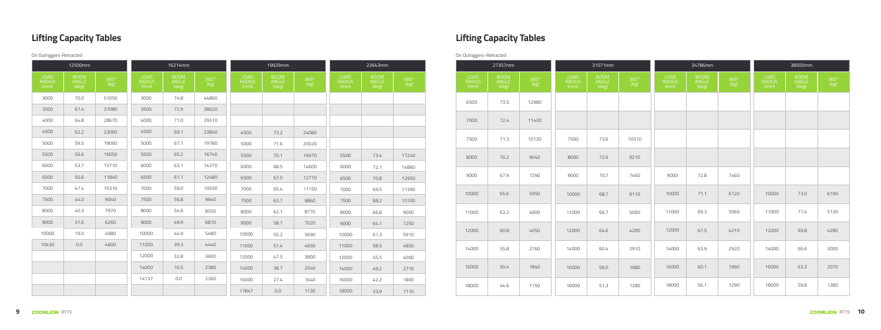## Lifting Capacity Tables

On Outriggers-Retracted

| 12500mm | | | 16214mm | | | 19929mm | | | 23643mm | | |
|---|---|---|---|---|---|---|---|---|---|---|---|
| LOAD RADIUS (mm) | BOOM ANGLE (deg) | 360° (kg) | LOAD RADIUS (mm) | BOOM ANGLE (deg) | 360° (kg) | LOAD RADIUS (mm) | BOOM ANGLE (deg) | 360° (kg) | LOAD RADIUS (mm) | BOOM ANGLE (deg) | 360° (kg) |
| 3000 | 70.0 | 51050 | 3000 | 74.8 | 44860 | | | | | | |
| 3500 | 67.4 | 37080 | 3500 | 72.9 | 38020 | | | | | | |
| 4000 | 64.8 | 28670 | 4000 | 71.0 | 29510 | | | | | | |
| 4500 | 62.2 | 23060 | 4500 | 69.1 | 23840 | 4500 | 73.2 | 24080 | | | |
| 5000 | 59.5 | 19060 | 5000 | 67.1 | 19780 | 5000 | 71.6 | 20020 | | | |
| 5500 | 56.6 | 16050 | 5500 | 65.2 | 16740 | 5500 | 70.1 | 16970 | 5500 | 73.4 | 17240 |
| 6000 | 53.7 | 13710 | 6000 | 63.1 | 14370 | 6000 | 68.5 | 14600 | 6000 | 72.1 | 14860 |
| 6500 | 50.6 | 11840 | 6500 | 61.1 | 12480 | 6500 | 67.0 | 12710 | 6500 | 70.8 | 12950 |
| 7000 | 47.4 | 10310 | 7000 | 59.0 | 10930 | 7000 | 65.4 | 11150 | 7000 | 69.5 | 11390 |
| 7500 | 44.0 | 9040 | 7500 | 56.8 | 9640 | 7500 | 63.7 | 9860 | 7500 | 68.2 | 10100 |
| 8000 | 40.3 | 7970 | 8000 | 54.6 | 8550 | 8000 | 62.1 | 8770 | 8000 | 66.8 | 9000 |
| 9000 | 31.6 | 6260 | 9000 | 49.9 | 6810 | 9000 | 58.7 | 7020 | 9000 | 64.1 | 7250 |
| 10000 | 19.0 | 4980 | 10000 | 44.9 | 5480 | 10000 | 55.2 | 5690 | 10000 | 61.3 | 5910 |
| 10430 | 0.0 | 4600 | 11000 | 39.3 | 4440 | 11000 | 51.4 | 4650 | 11000 | 58.5 | 4850 |
| | | | 12000 | 32.8 | 3600 | 12000 | 47.5 | 3800 | 12000 | 55.5 | 4000 |
| | | | 14000 | 10.5 | 2380 | 14000 | 38.7 | 2540 | 14000 | 49.2 | 2710 |
| | | | 14137 | 0.0 | 2360 | 16000 | 27.4 | 1640 | 16000 | 42.2 | 1800 |
| | | | | | | 17847 | 0.0 | 1130 | 18000 | 33.9 | 1110 |

## Lifting Capacity Tables

On Outriggers-Retracted

| 27357mm | | | 31071mm | | | 34786mm | | | 38500mm | | |
|---|---|---|---|---|---|---|---|---|---|---|---|
| LOAD RADIUS (mm) | BOOM ANGLE (deg) | 360° (kg) | LOAD RADIUS (mm) | BOOM ANGLE (deg) | 360° (kg) | LOAD RADIUS (mm) | BOOM ANGLE (deg) | 360° (kg) | LOAD RADIUS (mm) | BOOM ANGLE (deg) | 360° (kg) |
| 6500 | 73.5 | 12980 | | | | | | | | | |
| 7000 | 72.4 | 11430 | | | | | | | | | |
| 7500 | 71.3 | 10130 | 7500 | 73.6 | 10310 | | | | | | |
| 8000 | 70.2 | 9040 | 8000 | 72.6 | 9210 | | | | | | |
| 9000 | 67.9 | 7290 | 9000 | 70.7 | 7460 | 9000 | 72.8 | 7460 | | | |
| 10000 | 65.6 | 5950 | 10000 | 68.7 | 6110 | 10000 | 71.1 | 6120 | 10000 | 73.0 | 6190 |
| 11000 | 63.2 | 4900 | 11000 | 66.7 | 5060 | 11000 | 69.3 | 5060 | 11000 | 71.4 | 5130 |
| 12000 | 60.8 | 4050 | 12000 | 64.6 | 4200 | 12000 | 67.5 | 4210 | 12000 | 69.8 | 4280 |
| 14000 | 55.8 | 2760 | 14000 | 60.4 | 2910 | 14000 | 63.9 | 2920 | 14000 | 66.6 | 3000 |
| 16000 | 50.4 | 1840 | 16000 | 56.0 | 1980 | 16000 | 60.1 | 1990 | 16000 | 63.3 | 2070 |
| 18000 | 44.6 | 1150 | 18000 | 51.3 | 1280 | 18000 | 56.1 | 1290 | 18000 | 59.8 | 1380 |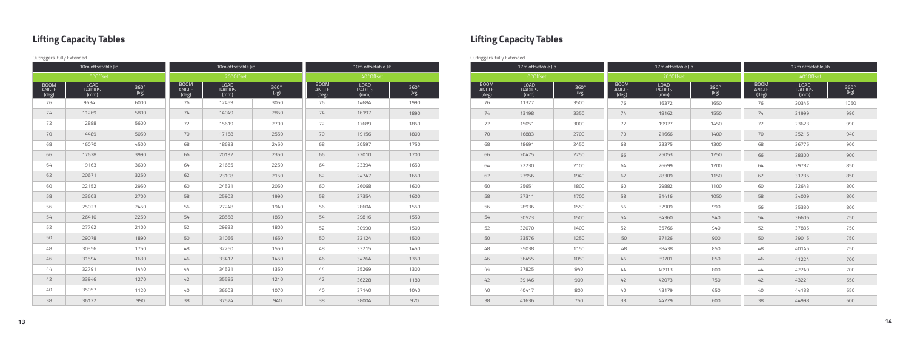## Lifting Capacity Tables

Outriggers-fully Extended

| 10m offsetable Jib | | | 10m offsetable Jib | | | 10m offsetable Jib | | |
|---|---|---|---|---|---|---|---|---|
| 0° Offset | | | 20° Offset | | | 40° Offset | | |
| BOOM ANGLE (deg) | LOAD RADIUS (mm) | 360° (kg) | BOOM ANGLE (deg) | LOAD RADIUS (mm) | 360° (kg) | BOOM ANGLE (deg) | LOAD RADIUS (mm) | 360° (kg) |
| 76 | 9634 | 6000 | 76 | 12459 | 3050 | 76 | 14684 | 1990 |
| 74 | 11269 | 5800 | 74 | 14049 | 2850 | 74 | 16197 | 1890 |
| 72 | 12888 | 5600 | 72 | 15619 | 2700 | 72 | 17689 | 1850 |
| 70 | 14489 | 5050 | 70 | 17168 | 2550 | 70 | 19156 | 1800 |
| 68 | 16070 | 4500 | 68 | 18693 | 2450 | 68 | 20597 | 1750 |
| 66 | 17628 | 3990 | 66 | 20192 | 2350 | 66 | 22010 | 1700 |
| 64 | 19163 | 3600 | 64 | 21665 | 2250 | 64 | 23394 | 1650 |
| 62 | 20671 | 3250 | 62 | 23108 | 2150 | 62 | 24747 | 1650 |
| 60 | 22152 | 2950 | 60 | 24521 | 2050 | 60 | 26068 | 1600 |
| 58 | 23603 | 2700 | 58 | 25902 | 1990 | 58 | 27354 | 1600 |
| 56 | 25023 | 2450 | 56 | 27248 | 1940 | 56 | 28604 | 1550 |
| 54 | 26410 | 2250 | 54 | 28558 | 1850 | 54 | 29816 | 1550 |
| 52 | 27762 | 2100 | 52 | 29832 | 1800 | 52 | 30990 | 1500 |
| 50 | 29078 | 1890 | 50 | 31066 | 1650 | 50 | 32124 | 1500 |
| 48 | 30356 | 1750 | 48 | 32260 | 1550 | 48 | 33215 | 1450 |
| 46 | 31594 | 1630 | 46 | 33412 | 1450 | 46 | 34264 | 1350 |
| 44 | 32791 | 1440 | 44 | 34521 | 1350 | 44 | 35269 | 1300 |
| 42 | 33946 | 1270 | 42 | 35585 | 1210 | 42 | 36228 | 1180 |
| 40 | 35057 | 1120 | 40 | 36603 | 1070 | 40 | 37140 | 1040 |
| 38 | 36122 | 990 | 38 | 37574 | 940 | 38 | 38004 | 920 |

## Lifting Capacity Tables

Outriggers-fully Extended

| 17m offsetable Jib | | | 17m offsetable Jib | | | 17m offsetable Jib | | |
|---|---|---|---|---|---|---|---|---|
| 0° Offset | | | 20° Offset | | | 40° Offset | | |
| BOOM ANGLE (deg) | LOAD RADIUS (mm) | 360° (kg) | BOOM ANGLE (deg) | LOAD RADIUS (mm) | 360° (kg) | BOOM ANGLE (deg) | LOAD RADIUS (mm) | 360° (kg) |
| 76 | 11327 | 3500 | 76 | 16372 | 1650 | 76 | 20345 | 1050 |
| 74 | 13198 | 3350 | 74 | 18162 | 1550 | 74 | 21999 | 990 |
| 72 | 15051 | 3000 | 72 | 19927 | 1450 | 72 | 23623 | 990 |
| 70 | 16883 | 2700 | 70 | 21666 | 1400 | 70 | 25216 | 940 |
| 68 | 18691 | 2450 | 68 | 23375 | 1300 | 68 | 26775 | 900 |
| 66 | 20475 | 2250 | 66 | 25053 | 1250 | 66 | 28300 | 900 |
| 64 | 22230 | 2100 | 64 | 26699 | 1200 | 64 | 29787 | 850 |
| 62 | 23956 | 1940 | 62 | 28309 | 1150 | 62 | 31235 | 850 |
| 60 | 25651 | 1800 | 60 | 29882 | 1100 | 60 | 32643 | 800 |
| 58 | 27311 | 1700 | 58 | 31416 | 1050 | 58 | 34009 | 800 |
| 56 | 28936 | 1550 | 56 | 32909 | 990 | 56 | 35330 | 800 |
| 54 | 30523 | 1500 | 54 | 34360 | 940 | 54 | 36606 | 750 |
| 52 | 32070 | 1400 | 52 | 35766 | 940 | 52 | 37835 | 750 |
| 50 | 33576 | 1250 | 50 | 37126 | 900 | 50 | 39015 | 750 |
| 48 | 35038 | 1150 | 48 | 38438 | 850 | 48 | 40145 | 750 |
| 46 | 36455 | 1050 | 46 | 39701 | 850 | 46 | 41224 | 700 |
| 44 | 37825 | 940 | 44 | 40913 | 800 | 44 | 42249 | 700 |
| 42 | 39146 | 900 | 42 | 42073 | 750 | 42 | 43221 | 650 |
| 40 | 40417 | 800 | 40 | 43179 | 650 | 40 | 44138 | 650 |
| 38 | 41636 | 750 | 38 | 44229 | 600 | 38 | 44998 | 600 |